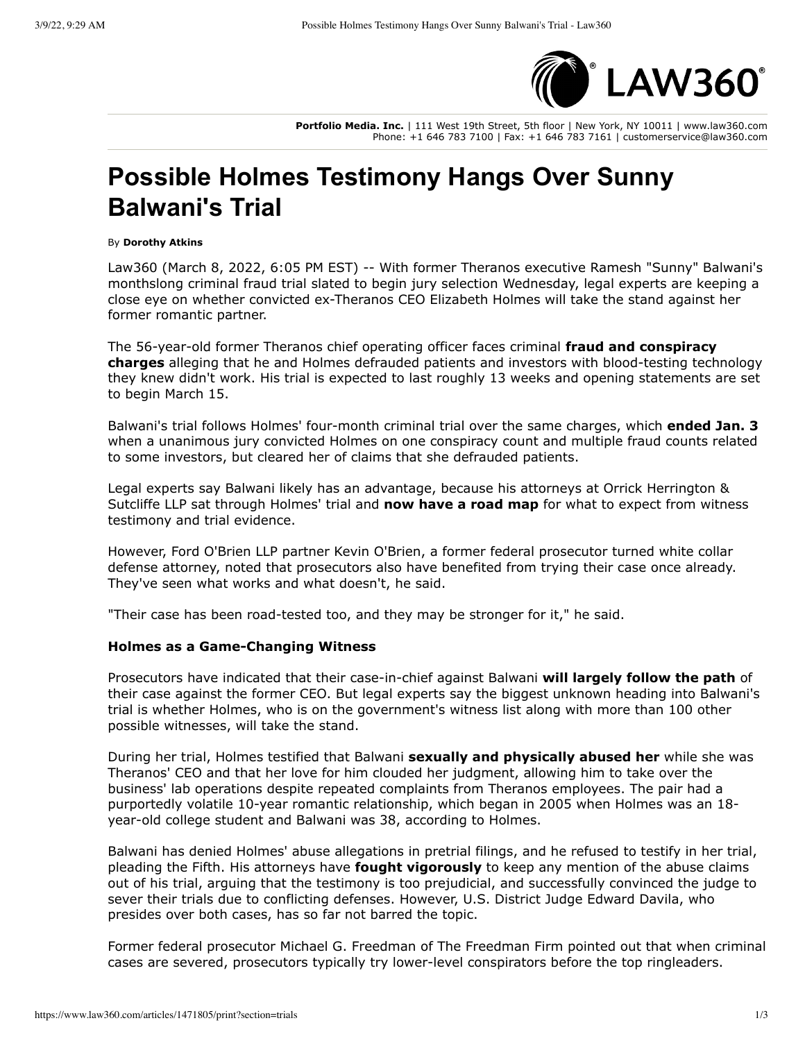**Portfolio Media. Inc.** | 111 West 19th Street, 5th floor | New York, NY 10011 | www.law360.com
Phone: +1 646 783 7100 | Fax: +1 646 783 7161 | customerservice@law360.com

# Possible Holmes Testimony Hangs Over Sunny Balwani's Trial

By **Dorothy Atkins**

Law360 (March 8, 2022, 6:05 PM EST) -- With former Theranos executive Ramesh "Sunny" Balwani's monthslong criminal fraud trial slated to begin jury selection Wednesday, legal experts are keeping a close eye on whether convicted ex-Theranos CEO Elizabeth Holmes will take the stand against her former romantic partner.

The 56-year-old former Theranos chief operating officer faces criminal **fraud and conspiracy charges** alleging that he and Holmes defrauded patients and investors with blood-testing technology they knew didn't work. His trial is expected to last roughly 13 weeks and opening statements are set to begin March 15.

Balwani's trial follows Holmes' four-month criminal trial over the same charges, which **ended Jan. 3** when a unanimous jury convicted Holmes on one conspiracy count and multiple fraud counts related to some investors, but cleared her of claims that she defrauded patients.

Legal experts say Balwani likely has an advantage, because his attorneys at Orrick Herrington & Sutcliffe LLP sat through Holmes' trial and **now have a road map** for what to expect from witness testimony and trial evidence.

However, Ford O'Brien LLP partner Kevin O'Brien, a former federal prosecutor turned white collar defense attorney, noted that prosecutors also have benefited from trying their case once already. They've seen what works and what doesn't, he said.

"Their case has been road-tested too, and they may be stronger for it," he said.

**Holmes as a Game-Changing Witness**

Prosecutors have indicated that their case-in-chief against Balwani **will largely follow the path** of their case against the former CEO. But legal experts say the biggest unknown heading into Balwani's trial is whether Holmes, who is on the government's witness list along with more than 100 other possible witnesses, will take the stand.

During her trial, Holmes testified that Balwani **sexually and physically abused her** while she was Theranos' CEO and that her love for him clouded her judgment, allowing him to take over the business' lab operations despite repeated complaints from Theranos employees. The pair had a purportedly volatile 10-year romantic relationship, which began in 2005 when Holmes was an 18-year-old college student and Balwani was 38, according to Holmes.

Balwani has denied Holmes' abuse allegations in pretrial filings, and he refused to testify in her trial, pleading the Fifth. His attorneys have **fought vigorously** to keep any mention of the abuse claims out of his trial, arguing that the testimony is too prejudicial, and successfully convinced the judge to sever their trials due to conflicting defenses. However, U.S. District Judge Edward Davila, who presides over both cases, has so far not barred the topic.

Former federal prosecutor Michael G. Freedman of The Freedman Firm pointed out that when criminal cases are severed, prosecutors typically try lower-level conspirators before the top ringleaders.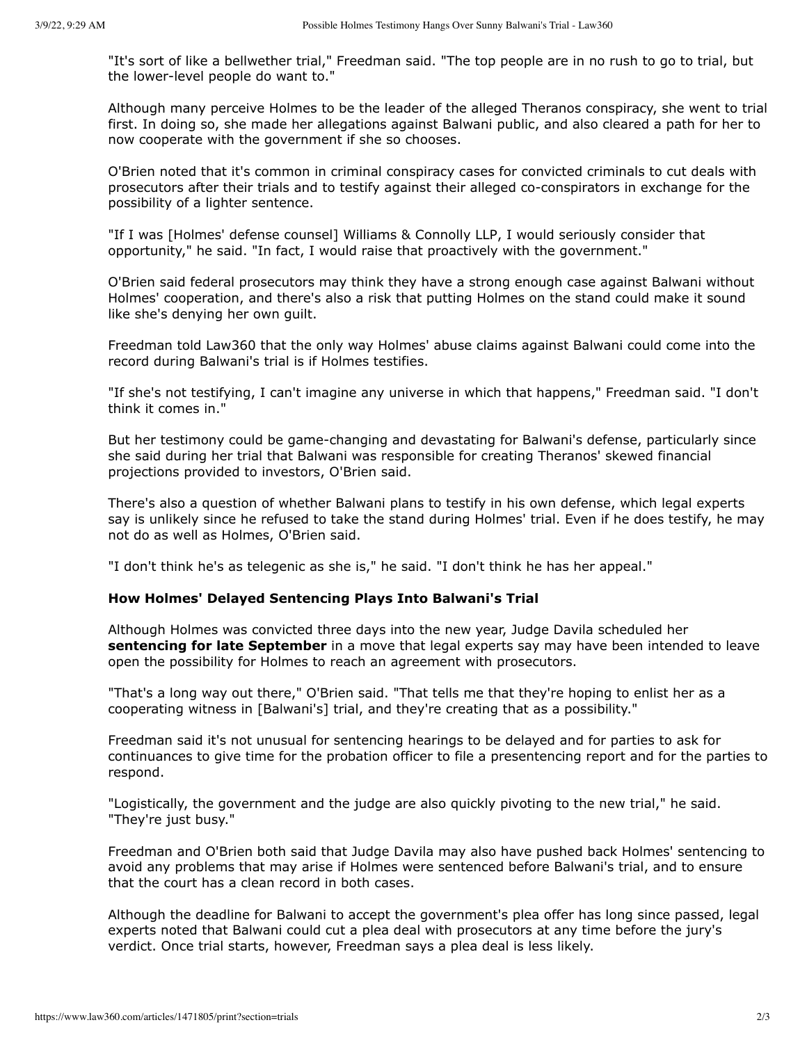"It's sort of like a bellwether trial," Freedman said. "The top people are in no rush to go to trial, but the lower-level people do want to."

Although many perceive Holmes to be the leader of the alleged Theranos conspiracy, she went to trial first. In doing so, she made her allegations against Balwani public, and also cleared a path for her to now cooperate with the government if she so chooses.

O'Brien noted that it's common in criminal conspiracy cases for convicted criminals to cut deals with prosecutors after their trials and to testify against their alleged co-conspirators in exchange for the possibility of a lighter sentence.

"If I was [Holmes' defense counsel] Williams & Connolly LLP, I would seriously consider that opportunity," he said. "In fact, I would raise that proactively with the government."

O'Brien said federal prosecutors may think they have a strong enough case against Balwani without Holmes' cooperation, and there's also a risk that putting Holmes on the stand could make it sound like she's denying her own guilt.

Freedman told Law360 that the only way Holmes' abuse claims against Balwani could come into the record during Balwani's trial is if Holmes testifies.

"If she's not testifying, I can't imagine any universe in which that happens," Freedman said. "I don't think it comes in."

But her testimony could be game-changing and devastating for Balwani's defense, particularly since she said during her trial that Balwani was responsible for creating Theranos' skewed financial projections provided to investors, O'Brien said.

There's also a question of whether Balwani plans to testify in his own defense, which legal experts say is unlikely since he refused to take the stand during Holmes' trial. Even if he does testify, he may not do as well as Holmes, O'Brien said.

"I don't think he's as telegenic as she is," he said. "I don't think he has her appeal."

### How Holmes' Delayed Sentencing Plays Into Balwani's Trial

Although Holmes was convicted three days into the new year, Judge Davila scheduled her **sentencing for late September** in a move that legal experts say may have been intended to leave open the possibility for Holmes to reach an agreement with prosecutors.

"That's a long way out there," O'Brien said. "That tells me that they're hoping to enlist her as a cooperating witness in [Balwani's] trial, and they're creating that as a possibility."

Freedman said it's not unusual for sentencing hearings to be delayed and for parties to ask for continuances to give time for the probation officer to file a presentencing report and for the parties to respond.

"Logistically, the government and the judge are also quickly pivoting to the new trial," he said. "They're just busy."

Freedman and O'Brien both said that Judge Davila may also have pushed back Holmes' sentencing to avoid any problems that may arise if Holmes were sentenced before Balwani's trial, and to ensure that the court has a clean record in both cases.

Although the deadline for Balwani to accept the government's plea offer has long since passed, legal experts noted that Balwani could cut a plea deal with prosecutors at any time before the jury's verdict. Once trial starts, however, Freedman says a plea deal is less likely.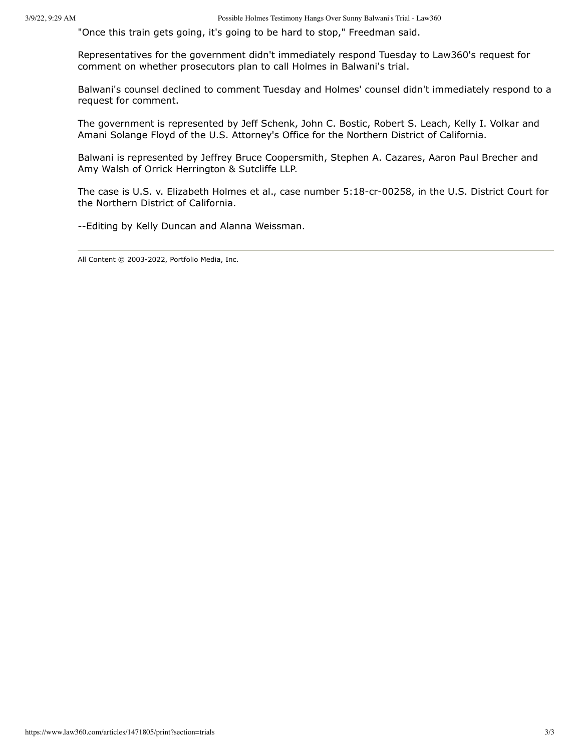"Once this train gets going, it's going to be hard to stop," Freedman said.

Representatives for the government didn't immediately respond Tuesday to Law360's request for comment on whether prosecutors plan to call Holmes in Balwani's trial.

Balwani's counsel declined to comment Tuesday and Holmes' counsel didn't immediately respond to a request for comment.

The government is represented by Jeff Schenk, John C. Bostic, Robert S. Leach, Kelly I. Volkar and Amani Solange Floyd of the U.S. Attorney's Office for the Northern District of California.

Balwani is represented by Jeffrey Bruce Coopersmith, Stephen A. Cazares, Aaron Paul Brecher and Amy Walsh of Orrick Herrington & Sutcliffe LLP.

The case is U.S. v. Elizabeth Holmes et al., case number 5:18-cr-00258, in the U.S. District Court for the Northern District of California.

--Editing by Kelly Duncan and Alanna Weissman.

---

All Content © 2003-2022, Portfolio Media, Inc.